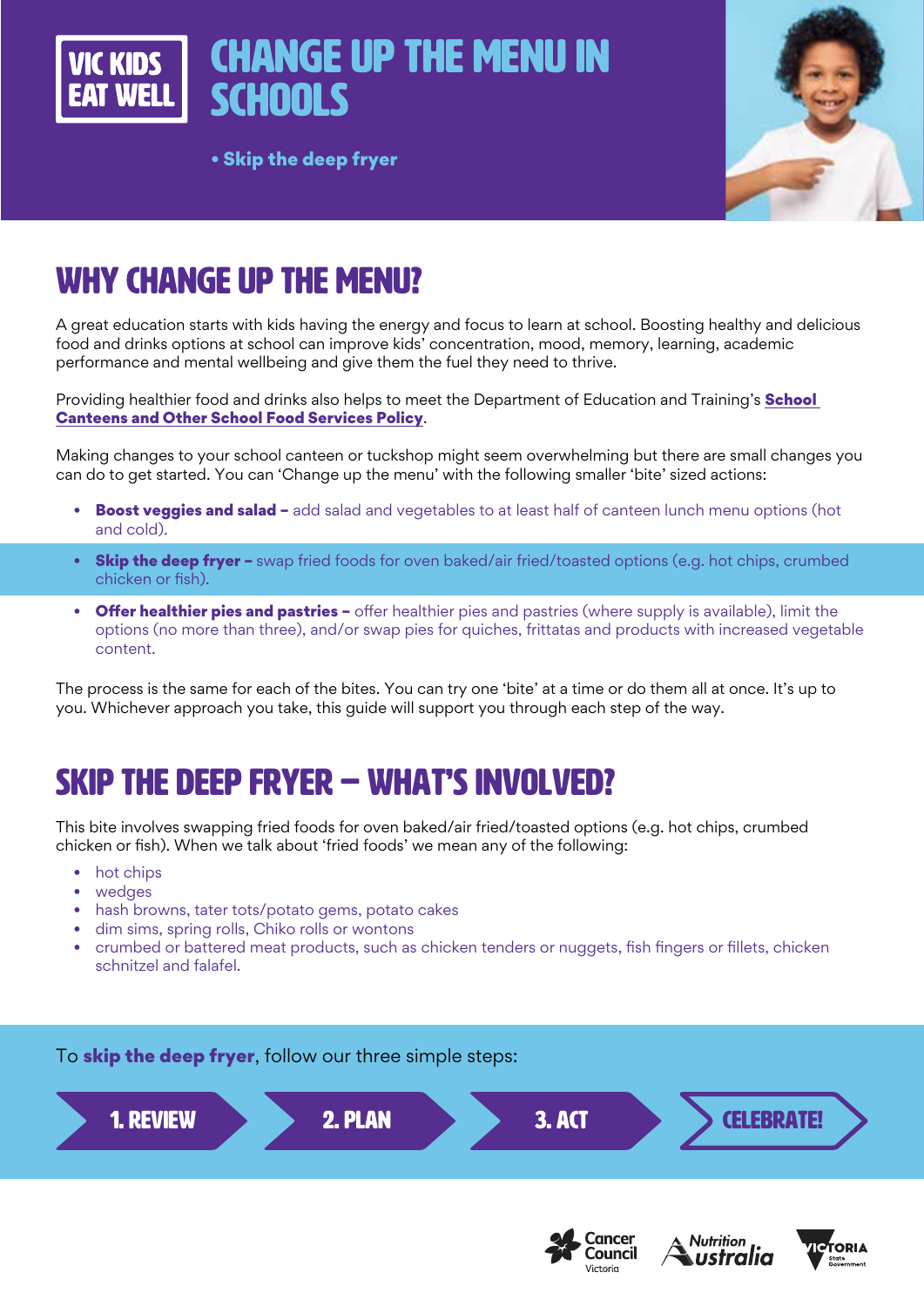VIC KIDS EAT WELL

# CHANGE UP THE MENU IN SCHOOLS

• **Skip the deep fryer**

## WHY CHANGE UP THE MENU?

A great education starts with kids having the energy and focus to learn at school. Boosting healthy and delicious food and drinks options at school can improve kids' concentration, mood, memory, learning, academic performance and mental wellbeing and give them the fuel they need to thrive.

Providing healthier food and drinks also helps to meet the Department of Education and Training's **School Canteens and Other School Food Services Policy**.

Making changes to your school canteen or tuckshop might seem overwhelming but there are small changes you can do to get started. You can 'Change up the menu' with the following smaller 'bite' sized actions:

- **Boost veggies and salad –** add salad and vegetables to at least half of canteen lunch menu options (hot and cold).
- **Skip the deep fryer –** swap fried foods for oven baked/air fried/toasted options (e.g. hot chips, crumbed chicken or fish).
- **Offer healthier pies and pastries –** offer healthier pies and pastries (where supply is available), limit the options (no more than three), and/or swap pies for quiches, frittatas and products with increased vegetable content.

The process is the same for each of the bites. You can try one 'bite' at a time or do them all at once. It's up to you. Whichever approach you take, this guide will support you through each step of the way.

## SKIP THE DEEP FRYER – WHAT'S INVOLVED?

This bite involves swapping fried foods for oven baked/air fried/toasted options (e.g. hot chips, crumbed chicken or fish). When we talk about 'fried foods' we mean any of the following:

- hot chips
- wedges
- hash browns, tater tots/potato gems, potato cakes
- dim sims, spring rolls, Chiko rolls or wontons
- crumbed or battered meat products, such as chicken tenders or nuggets, fish fingers or fillets, chicken schnitzel and falafel.

To **skip the deep fryer**, follow our three simple steps:

1. REVIEW
2. PLAN
3. ACT

CELEBRATE!

Cancer Council Victoria | Nutrition Australia | Victoria State Government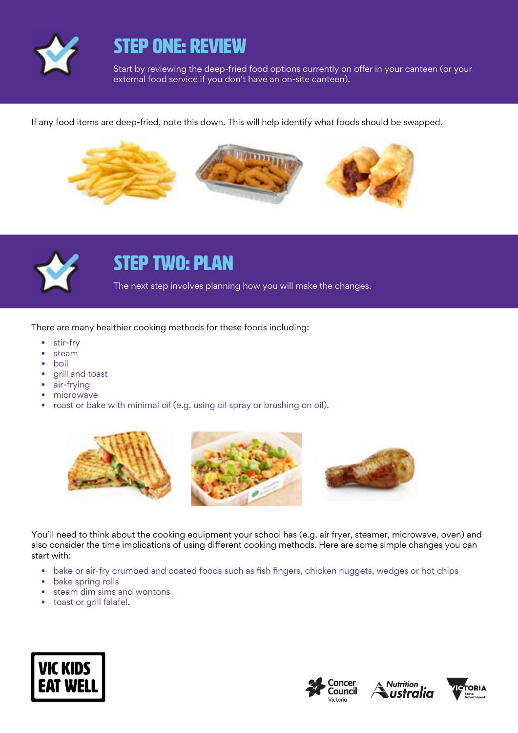## STEP ONE: REVIEW

Start by reviewing the deep-fried food options currently on offer in your canteen (or your external food service if you don't have an on-site canteen).

If any food items are deep-fried, note this down. This will help identify what foods should be swapped.

## STEP TWO: PLAN

The next step involves planning how you will make the changes.

There are many healthier cooking methods for these foods including:

- stir-fry
- steam
- boil
- grill and toast
- air-frying
- microwave
- roast or bake with minimal oil (e.g. using oil spray or brushing on oil).

You'll need to think about the cooking equipment your school has (e.g. air fryer, steamer, microwave, oven) and also consider the time implications of using different cooking methods. Here are some simple changes you can start with:

- bake or air-fry crumbed and coated foods such as fish fingers, chicken nuggets, wedges or hot chips
- bake spring rolls
- steam dim sims and wontons
- toast or grill falafel.

VIC KIDS EAT WELL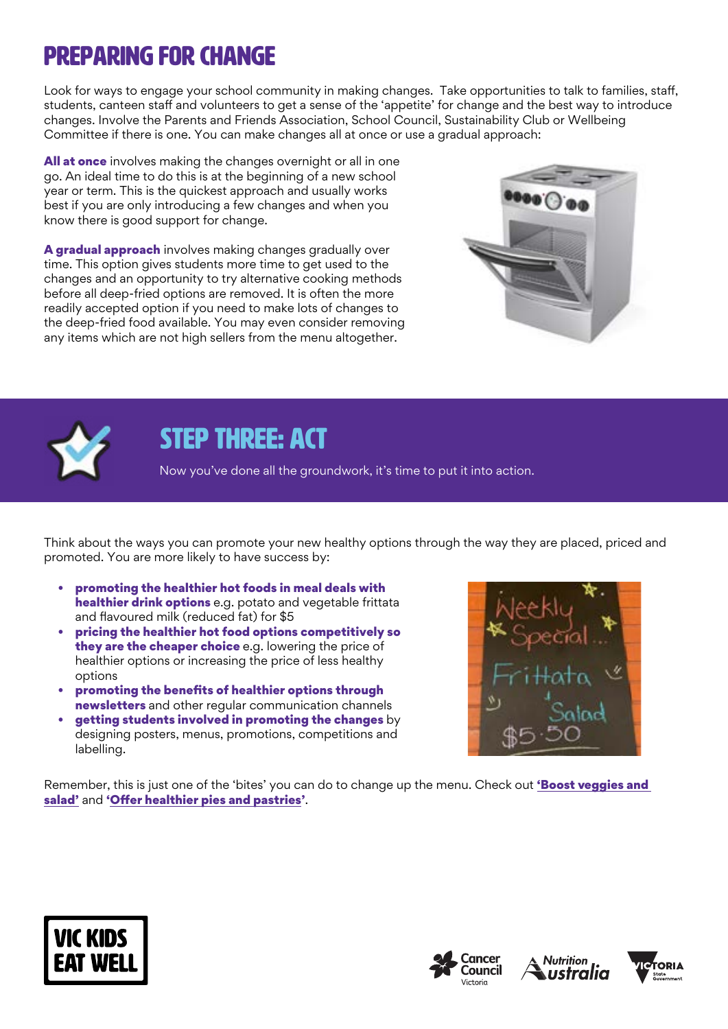# PREPARING FOR CHANGE

Look for ways to engage your school community in making changes. Take opportunities to talk to families, staff, students, canteen staff and volunteers to get a sense of the 'appetite' for change and the best way to introduce changes. Involve the Parents and Friends Association, School Council, Sustainability Club or Wellbeing Committee if there is one. You can make changes all at once or use a gradual approach:

**All at once** involves making the changes overnight or all in one go. An ideal time to do this is at the beginning of a new school year or term. This is the quickest approach and usually works best if you are only introducing a few changes and when you know there is good support for change.

**A gradual approach** involves making changes gradually over time. This option gives students more time to get used to the changes and an opportunity to try alternative cooking methods before all deep-fried options are removed. It is often the more readily accepted option if you need to make lots of changes to the deep-fried food available. You may even consider removing any items which are not high sellers from the menu altogether.

## STEP THREE: ACT

Now you've done all the groundwork, it's time to put it into action.

Think about the ways you can promote your new healthy options through the way they are placed, priced and promoted. You are more likely to have success by:

- **promoting the healthier hot foods in meal deals with healthier drink options** e.g. potato and vegetable frittata and flavoured milk (reduced fat) for $5
- **pricing the healthier hot food options competitively so they are the cheaper choice** e.g. lowering the price of healthier options or increasing the price of less healthy options
- **promoting the benefits of healthier options through newsletters** and other regular communication channels
- **getting students involved in promoting the changes** by designing posters, menus, promotions, competitions and labelling.

Remember, this is just one of the 'bites' you can do to change up the menu. Check out **'Boost veggies and salad'** and **'Offer healthier pies and pastries'**.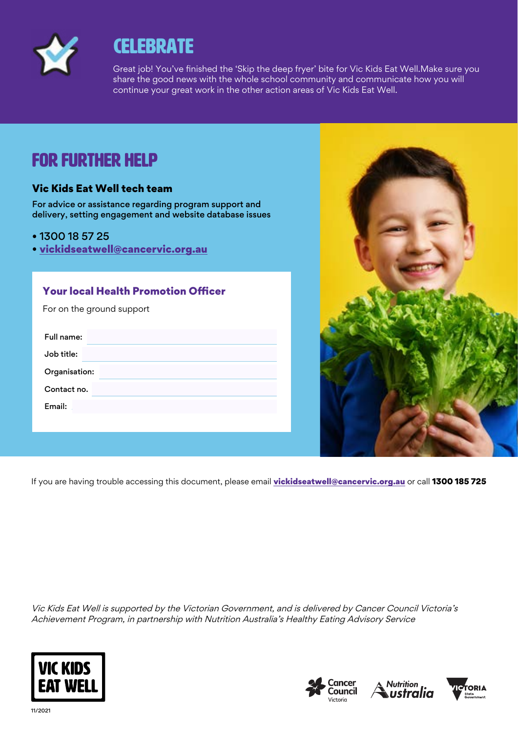# CELEBRATE

Great job! You've finished the 'Skip the deep fryer' bite for Vic Kids Eat Well.Make sure you share the good news with the whole school community and communicate how you will continue your great work in the other action areas of Vic Kids Eat Well.

## FOR FURTHER HELP

### Vic Kids Eat Well tech team

For advice or assistance regarding program support and delivery, setting engagement and website database issues

- 1300 18 57 25
- **vickidseatwell@cancervic.org.au**

### Your local Health Promotion Officer

For on the ground support

Full name:

Job title:

Organisation:

Contact no.

Email:

If you are having trouble accessing this document, please email **vickidseatwell@cancervic.org.au** or call **1300 185 725**

*Vic Kids Eat Well is supported by the Victorian Government, and is delivered by Cancer Council Victoria's Achievement Program, in partnership with Nutrition Australia's Healthy Eating Advisory Service*

VIC KIDS EAT WELL

Cancer Council Victoria

Nutrition Australia

VICTORIA State Government

11/2021